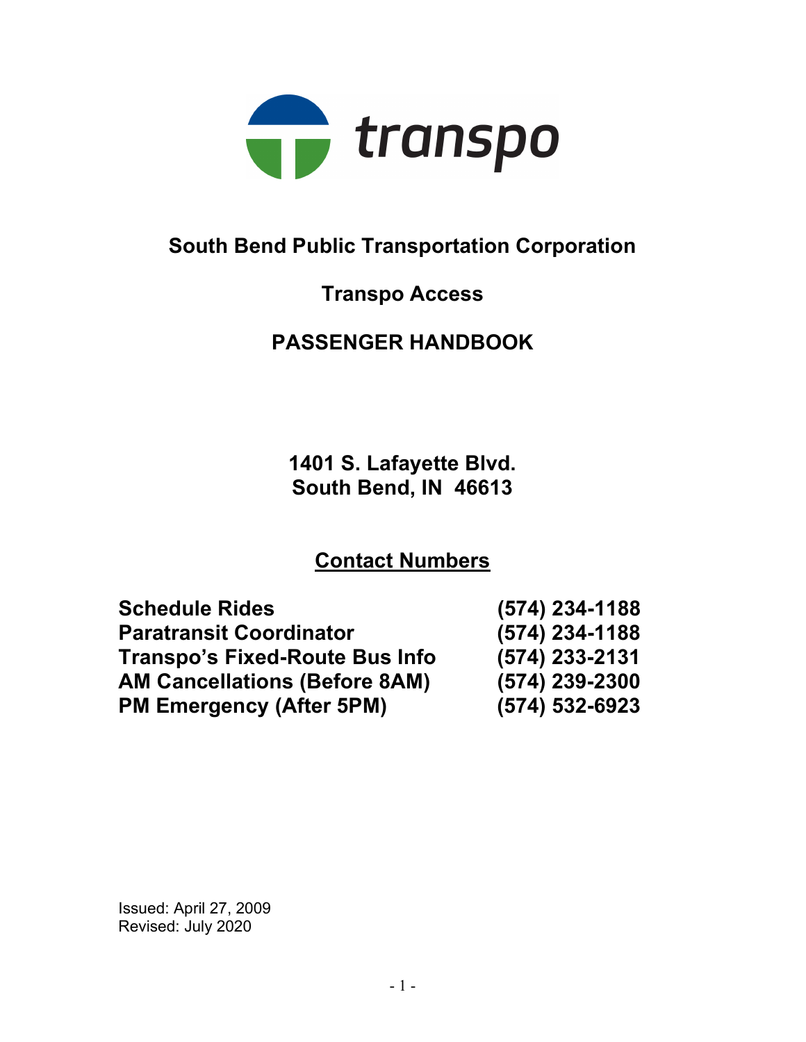transpo

# South Bend Public Transportation Corporation

## Transpo Access

## PASSENGER HANDBOOK

**1401 S. Lafayette Blvd.**
**South Bend, IN 46613**

## Contact Numbers

| | |
|---|---|
| **Schedule Rides** | **(574) 234-1188** |
| **Paratransit Coordinator** | **(574) 234-1188** |
| **Transpo's Fixed-Route Bus Info** | **(574) 233-2131** |
| **AM Cancellations (Before 8AM)** | **(574) 239-2300** |
| **PM Emergency (After 5PM)** | **(574) 532-6923** |

Issued: April 27, 2009
Revised: July 2020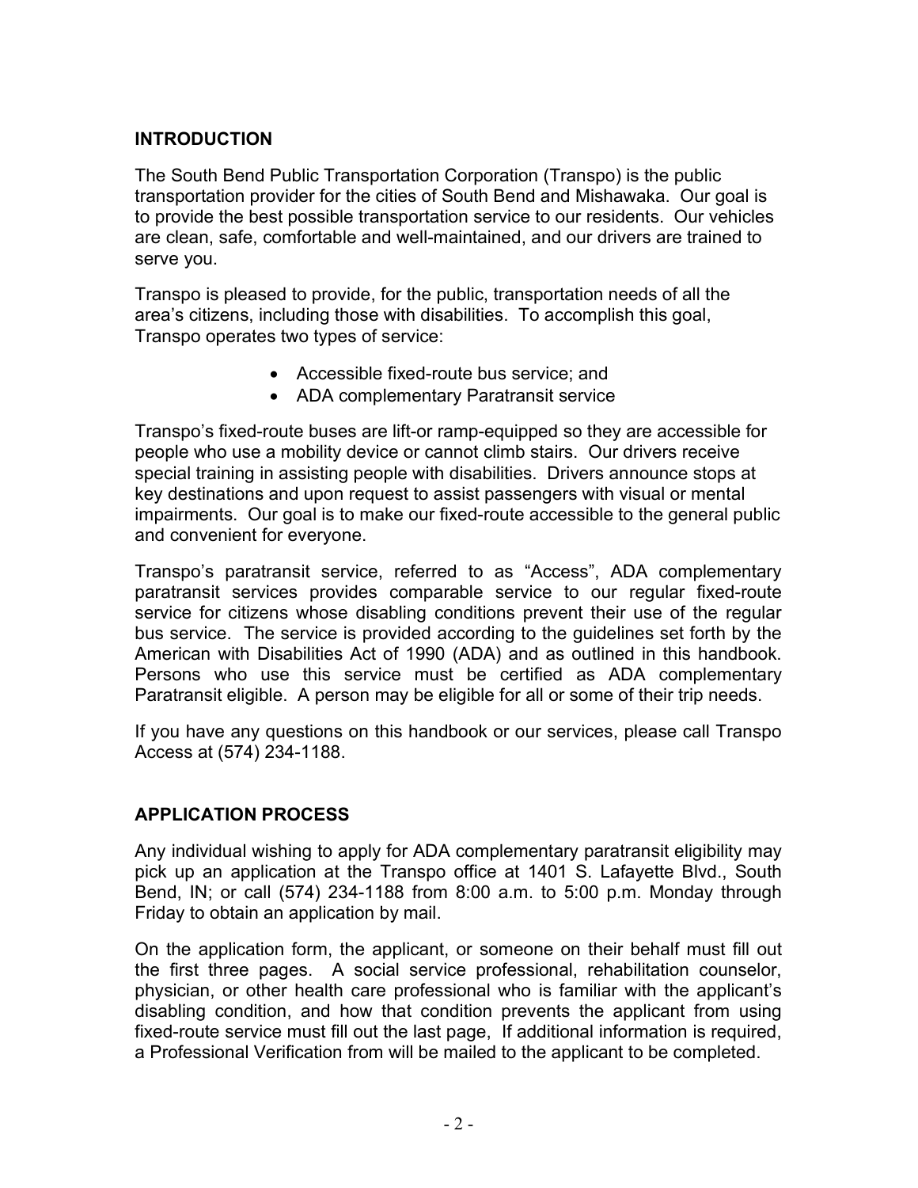## INTRODUCTION

The South Bend Public Transportation Corporation (Transpo) is the public transportation provider for the cities of South Bend and Mishawaka. Our goal is to provide the best possible transportation service to our residents. Our vehicles are clean, safe, comfortable and well-maintained, and our drivers are trained to serve you.

Transpo is pleased to provide, for the public, transportation needs of all the area's citizens, including those with disabilities. To accomplish this goal, Transpo operates two types of service:

- Accessible fixed-route bus service; and
- ADA complementary Paratransit service

Transpo's fixed-route buses are lift-or ramp-equipped so they are accessible for people who use a mobility device or cannot climb stairs. Our drivers receive special training in assisting people with disabilities. Drivers announce stops at key destinations and upon request to assist passengers with visual or mental impairments. Our goal is to make our fixed-route accessible to the general public and convenient for everyone.

Transpo's paratransit service, referred to as "Access", ADA complementary paratransit services provides comparable service to our regular fixed-route service for citizens whose disabling conditions prevent their use of the regular bus service. The service is provided according to the guidelines set forth by the American with Disabilities Act of 1990 (ADA) and as outlined in this handbook. Persons who use this service must be certified as ADA complementary Paratransit eligible. A person may be eligible for all or some of their trip needs.

If you have any questions on this handbook or our services, please call Transpo Access at (574) 234-1188.

## APPLICATION PROCESS

Any individual wishing to apply for ADA complementary paratransit eligibility may pick up an application at the Transpo office at 1401 S. Lafayette Blvd., South Bend, IN; or call (574) 234-1188 from 8:00 a.m. to 5:00 p.m. Monday through Friday to obtain an application by mail.

On the application form, the applicant, or someone on their behalf must fill out the first three pages. A social service professional, rehabilitation counselor, physician, or other health care professional who is familiar with the applicant's disabling condition, and how that condition prevents the applicant from using fixed-route service must fill out the last page, If additional information is required, a Professional Verification from will be mailed to the applicant to be completed.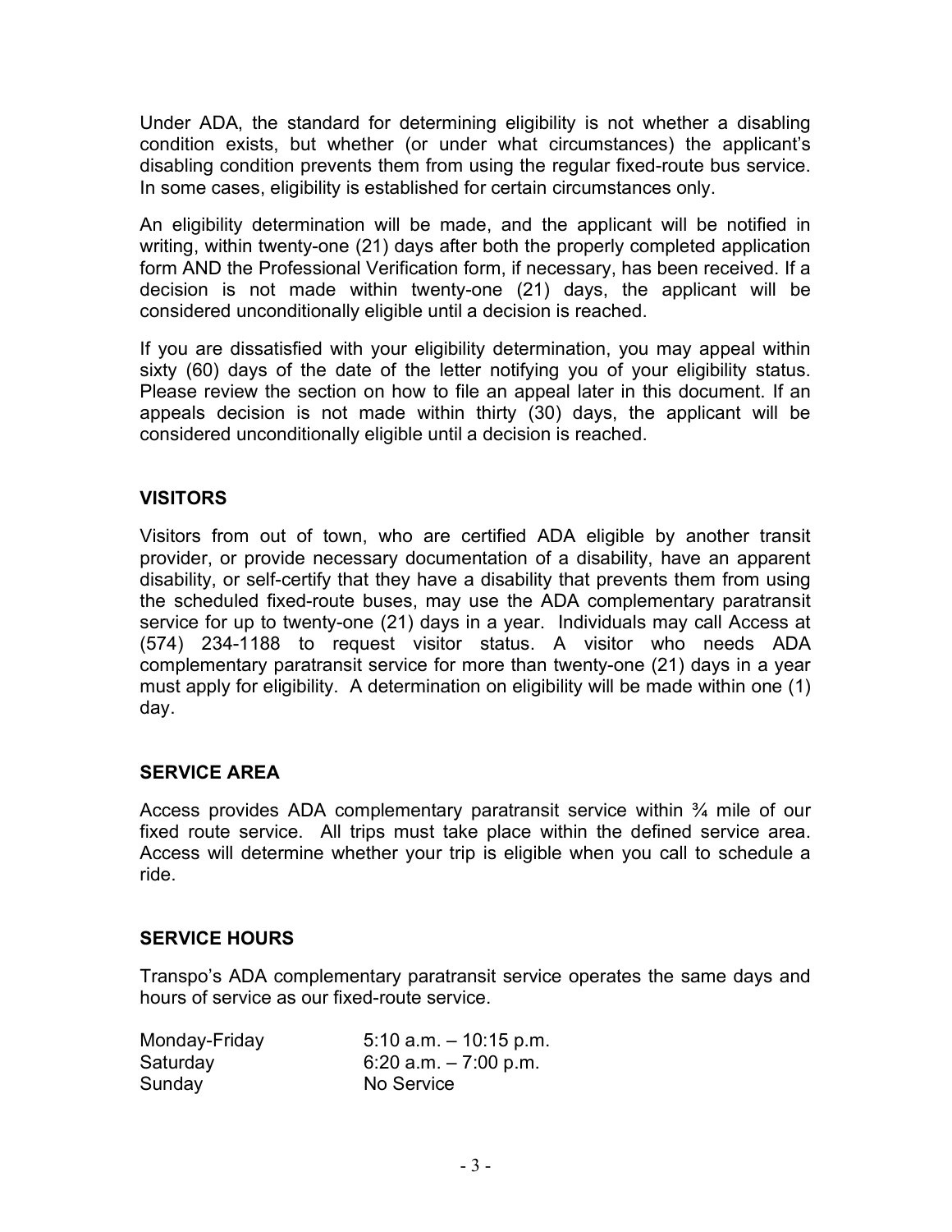Under ADA, the standard for determining eligibility is not whether a disabling condition exists, but whether (or under what circumstances) the applicant's disabling condition prevents them from using the regular fixed-route bus service. In some cases, eligibility is established for certain circumstances only.

An eligibility determination will be made, and the applicant will be notified in writing, within twenty-one (21) days after both the properly completed application form AND the Professional Verification form, if necessary, has been received. If a decision is not made within twenty-one (21) days, the applicant will be considered unconditionally eligible until a decision is reached.

If you are dissatisfied with your eligibility determination, you may appeal within sixty (60) days of the date of the letter notifying you of your eligibility status. Please review the section on how to file an appeal later in this document. If an appeals decision is not made within thirty (30) days, the applicant will be considered unconditionally eligible until a decision is reached.

## VISITORS

Visitors from out of town, who are certified ADA eligible by another transit provider, or provide necessary documentation of a disability, have an apparent disability, or self-certify that they have a disability that prevents them from using the scheduled fixed-route buses, may use the ADA complementary paratransit service for up to twenty-one (21) days in a year. Individuals may call Access at (574) 234-1188 to request visitor status. A visitor who needs ADA complementary paratransit service for more than twenty-one (21) days in a year must apply for eligibility. A determination on eligibility will be made within one (1) day.

## SERVICE AREA

Access provides ADA complementary paratransit service within ¾ mile of our fixed route service. All trips must take place within the defined service area. Access will determine whether your trip is eligible when you call to schedule a ride.

## SERVICE HOURS

Transpo's ADA complementary paratransit service operates the same days and hours of service as our fixed-route service.

| | |
|---|---|
| Monday-Friday | 5:10 a.m. – 10:15 p.m. |
| Saturday | 6:20 a.m. – 7:00 p.m. |
| Sunday | No Service |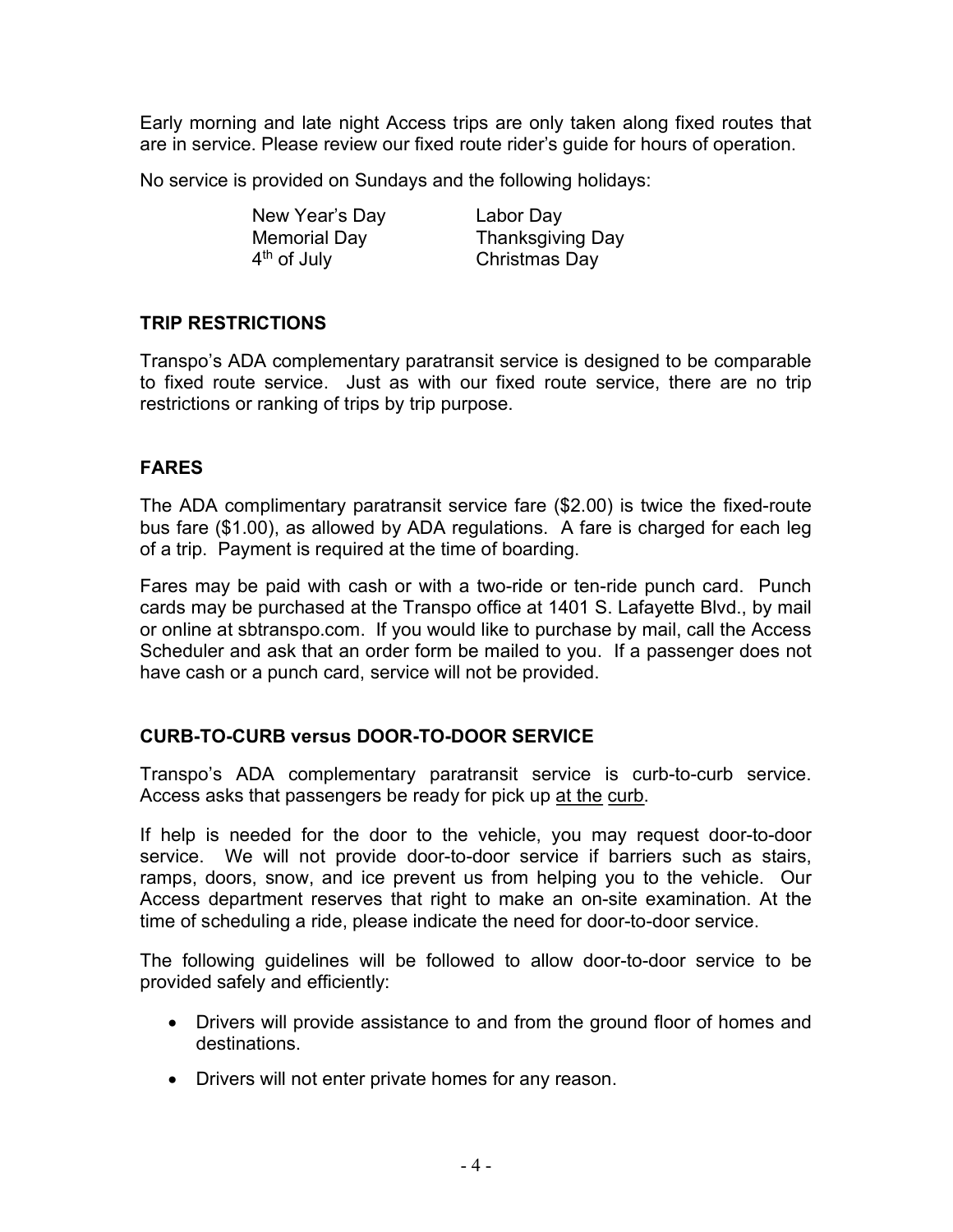Early morning and late night Access trips are only taken along fixed routes that are in service. Please review our fixed route rider's guide for hours of operation.

No service is provided on Sundays and the following holidays:

| | |
|---|---|
| New Year's Day | Labor Day |
| Memorial Day | Thanksgiving Day |
| 4th of July | Christmas Day |

## TRIP RESTRICTIONS

Transpo's ADA complementary paratransit service is designed to be comparable to fixed route service. Just as with our fixed route service, there are no trip restrictions or ranking of trips by trip purpose.

## FARES

The ADA complimentary paratransit service fare ($2.00) is twice the fixed-route bus fare ($1.00), as allowed by ADA regulations. A fare is charged for each leg of a trip. Payment is required at the time of boarding.

Fares may be paid with cash or with a two-ride or ten-ride punch card. Punch cards may be purchased at the Transpo office at 1401 S. Lafayette Blvd., by mail or online at sbtranspo.com. If you would like to purchase by mail, call the Access Scheduler and ask that an order form be mailed to you. If a passenger does not have cash or a punch card, service will not be provided.

## CURB-TO-CURB versus DOOR-TO-DOOR SERVICE

Transpo's ADA complementary paratransit service is curb-to-curb service. Access asks that passengers be ready for pick up at the curb.

If help is needed for the door to the vehicle, you may request door-to-door service. We will not provide door-to-door service if barriers such as stairs, ramps, doors, snow, and ice prevent us from helping you to the vehicle. Our Access department reserves that right to make an on-site examination. At the time of scheduling a ride, please indicate the need for door-to-door service.

The following guidelines will be followed to allow door-to-door service to be provided safely and efficiently:

- Drivers will provide assistance to and from the ground floor of homes and destinations.
- Drivers will not enter private homes for any reason.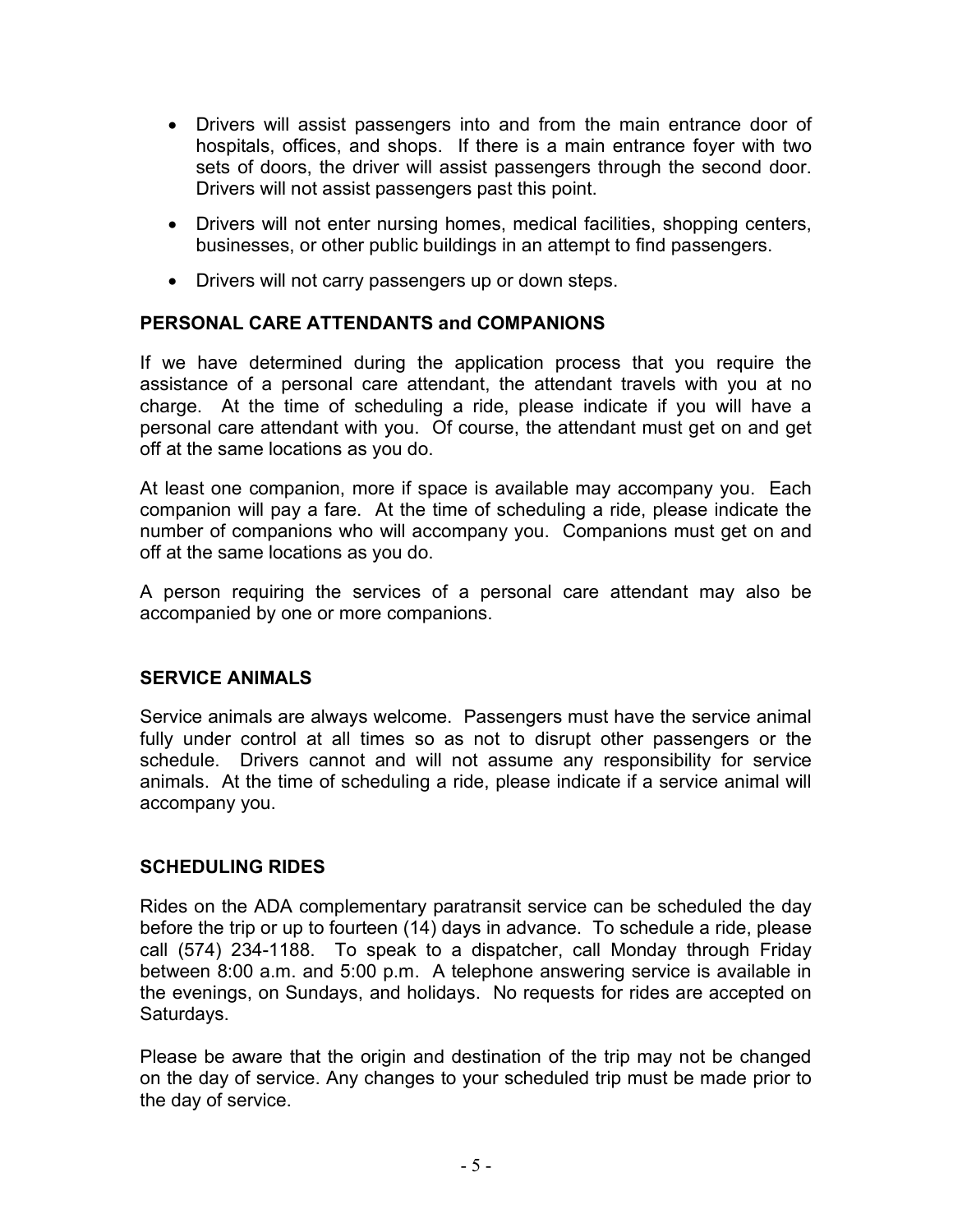- Drivers will assist passengers into and from the main entrance door of hospitals, offices, and shops. If there is a main entrance foyer with two sets of doors, the driver will assist passengers through the second door. Drivers will not assist passengers past this point.
- Drivers will not enter nursing homes, medical facilities, shopping centers, businesses, or other public buildings in an attempt to find passengers.
- Drivers will not carry passengers up or down steps.

## PERSONAL CARE ATTENDANTS and COMPANIONS

If we have determined during the application process that you require the assistance of a personal care attendant, the attendant travels with you at no charge. At the time of scheduling a ride, please indicate if you will have a personal care attendant with you. Of course, the attendant must get on and get off at the same locations as you do.

At least one companion, more if space is available may accompany you. Each companion will pay a fare. At the time of scheduling a ride, please indicate the number of companions who will accompany you. Companions must get on and off at the same locations as you do.

A person requiring the services of a personal care attendant may also be accompanied by one or more companions.

## SERVICE ANIMALS

Service animals are always welcome. Passengers must have the service animal fully under control at all times so as not to disrupt other passengers or the schedule. Drivers cannot and will not assume any responsibility for service animals. At the time of scheduling a ride, please indicate if a service animal will accompany you.

## SCHEDULING RIDES

Rides on the ADA complementary paratransit service can be scheduled the day before the trip or up to fourteen (14) days in advance. To schedule a ride, please call (574) 234-1188. To speak to a dispatcher, call Monday through Friday between 8:00 a.m. and 5:00 p.m. A telephone answering service is available in the evenings, on Sundays, and holidays. No requests for rides are accepted on Saturdays.

Please be aware that the origin and destination of the trip may not be changed on the day of service. Any changes to your scheduled trip must be made prior to the day of service.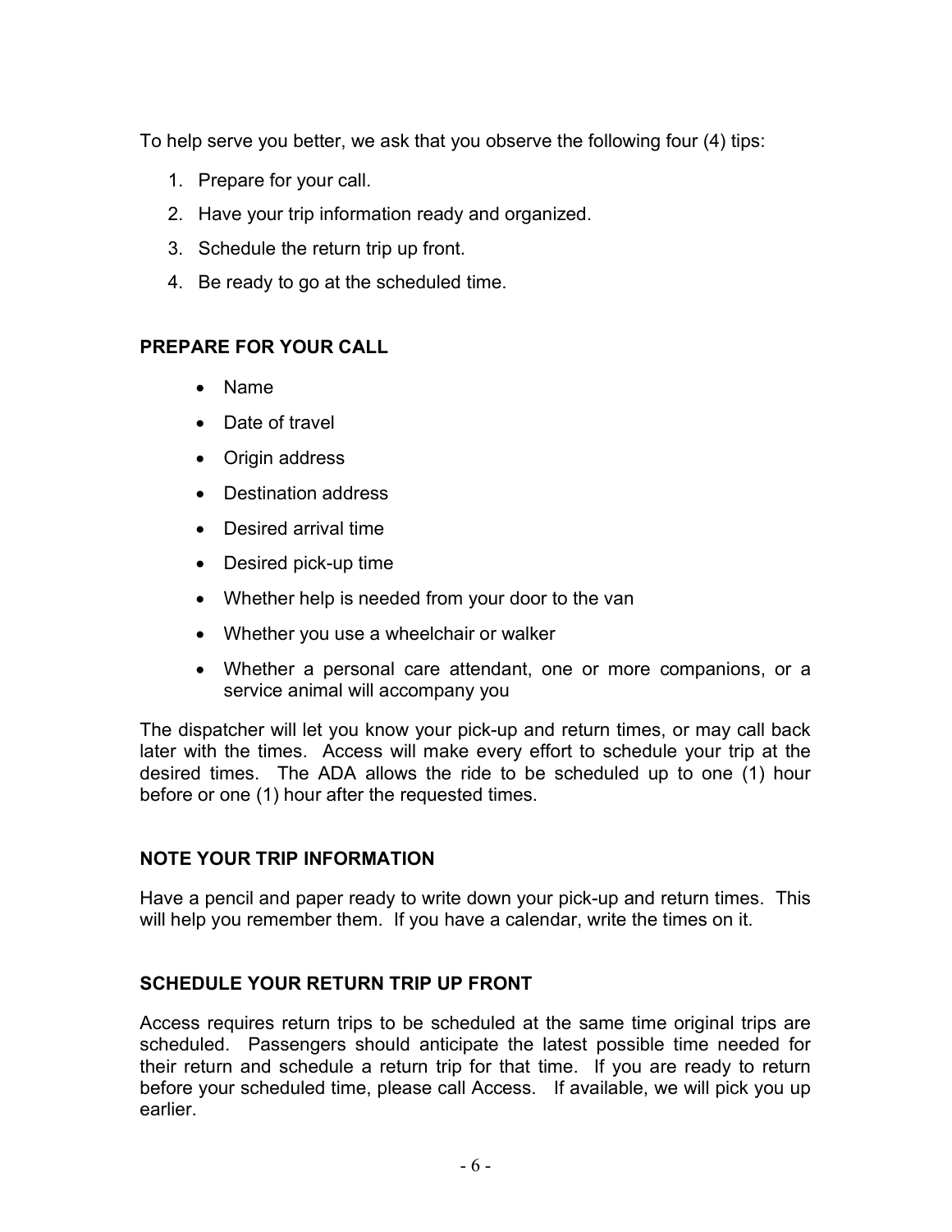To help serve you better, we ask that you observe the following four (4) tips:

1. Prepare for your call.
2. Have your trip information ready and organized.
3. Schedule the return trip up front.
4. Be ready to go at the scheduled time.

## PREPARE FOR YOUR CALL

- Name
- Date of travel
- Origin address
- Destination address
- Desired arrival time
- Desired pick-up time
- Whether help is needed from your door to the van
- Whether you use a wheelchair or walker
- Whether a personal care attendant, one or more companions, or a service animal will accompany you

The dispatcher will let you know your pick-up and return times, or may call back later with the times. Access will make every effort to schedule your trip at the desired times. The ADA allows the ride to be scheduled up to one (1) hour before or one (1) hour after the requested times.

## NOTE YOUR TRIP INFORMATION

Have a pencil and paper ready to write down your pick-up and return times. This will help you remember them. If you have a calendar, write the times on it.

## SCHEDULE YOUR RETURN TRIP UP FRONT

Access requires return trips to be scheduled at the same time original trips are scheduled. Passengers should anticipate the latest possible time needed for their return and schedule a return trip for that time. If you are ready to return before your scheduled time, please call Access. If available, we will pick you up earlier.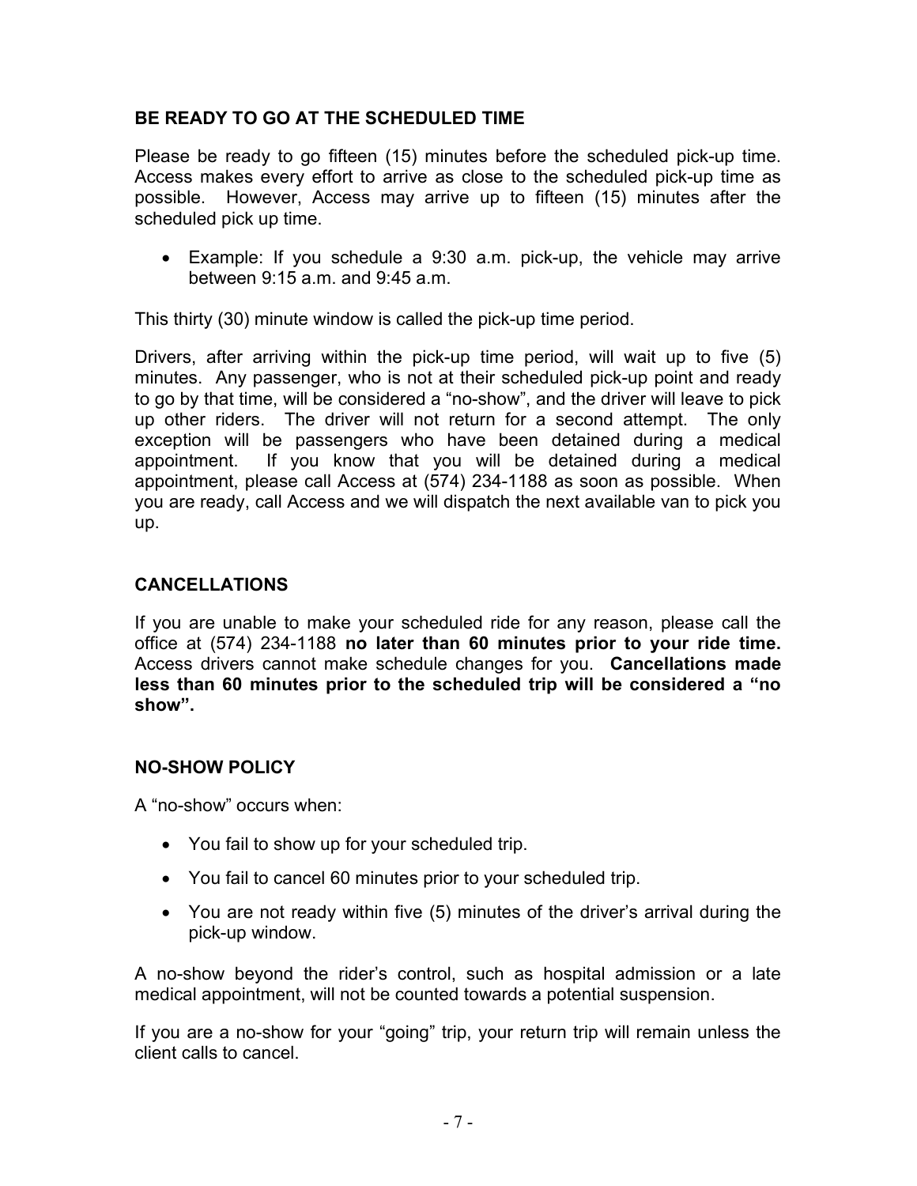## BE READY TO GO AT THE SCHEDULED TIME

Please be ready to go fifteen (15) minutes before the scheduled pick-up time. Access makes every effort to arrive as close to the scheduled pick-up time as possible. However, Access may arrive up to fifteen (15) minutes after the scheduled pick up time.

- Example: If you schedule a 9:30 a.m. pick-up, the vehicle may arrive between 9:15 a.m. and 9:45 a.m.

This thirty (30) minute window is called the pick-up time period.

Drivers, after arriving within the pick-up time period, will wait up to five (5) minutes. Any passenger, who is not at their scheduled pick-up point and ready to go by that time, will be considered a "no-show", and the driver will leave to pick up other riders. The driver will not return for a second attempt. The only exception will be passengers who have been detained during a medical appointment. If you know that you will be detained during a medical appointment, please call Access at (574) 234-1188 as soon as possible. When you are ready, call Access and we will dispatch the next available van to pick you up.

## CANCELLATIONS

If you are unable to make your scheduled ride for any reason, please call the office at (574) 234-1188 **no later than 60 minutes prior to your ride time.** Access drivers cannot make schedule changes for you. **Cancellations made less than 60 minutes prior to the scheduled trip will be considered a "no show".**

## NO-SHOW POLICY

A "no-show" occurs when:

- You fail to show up for your scheduled trip.
- You fail to cancel 60 minutes prior to your scheduled trip.
- You are not ready within five (5) minutes of the driver's arrival during the pick-up window.

A no-show beyond the rider's control, such as hospital admission or a late medical appointment, will not be counted towards a potential suspension.

If you are a no-show for your "going" trip, your return trip will remain unless the client calls to cancel.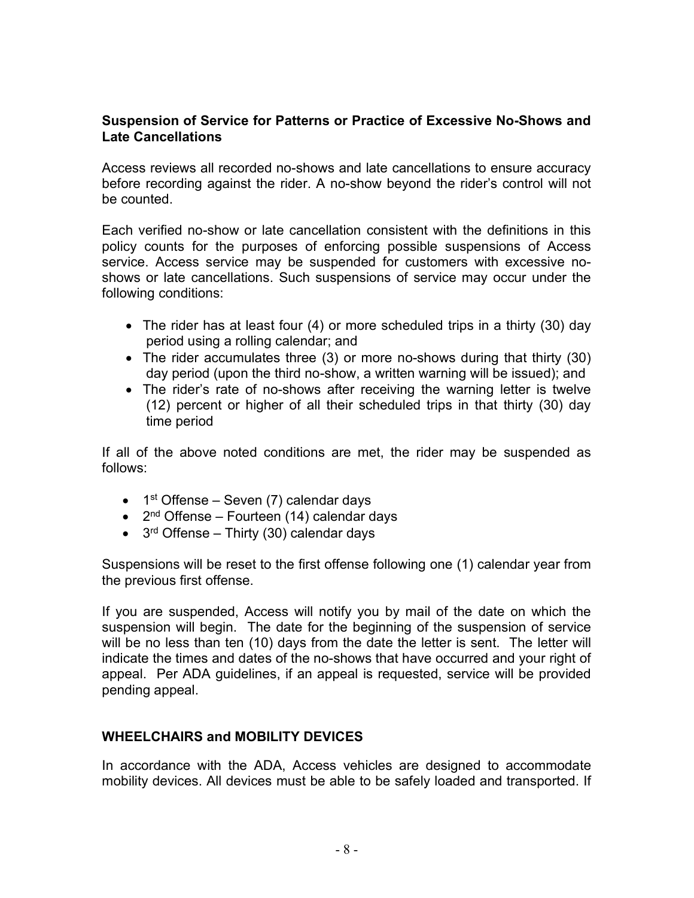**Suspension of Service for Patterns or Practice of Excessive No-Shows and Late Cancellations**

Access reviews all recorded no-shows and late cancellations to ensure accuracy before recording against the rider. A no-show beyond the rider's control will not be counted.

Each verified no-show or late cancellation consistent with the definitions in this policy counts for the purposes of enforcing possible suspensions of Access service. Access service may be suspended for customers with excessive no-shows or late cancellations. Such suspensions of service may occur under the following conditions:

- The rider has at least four (4) or more scheduled trips in a thirty (30) day period using a rolling calendar; and
- The rider accumulates three (3) or more no-shows during that thirty (30) day period (upon the third no-show, a written warning will be issued); and
- The rider's rate of no-shows after receiving the warning letter is twelve (12) percent or higher of all their scheduled trips in that thirty (30) day time period

If all of the above noted conditions are met, the rider may be suspended as follows:

- 1st Offense – Seven (7) calendar days
- 2nd Offense – Fourteen (14) calendar days
- 3rd Offense – Thirty (30) calendar days

Suspensions will be reset to the first offense following one (1) calendar year from the previous first offense.

If you are suspended, Access will notify you by mail of the date on which the suspension will begin. The date for the beginning of the suspension of service will be no less than ten (10) days from the date the letter is sent. The letter will indicate the times and dates of the no-shows that have occurred and your right of appeal. Per ADA guidelines, if an appeal is requested, service will be provided pending appeal.

## WHEELCHAIRS and MOBILITY DEVICES

In accordance with the ADA, Access vehicles are designed to accommodate mobility devices. All devices must be able to be safely loaded and transported. If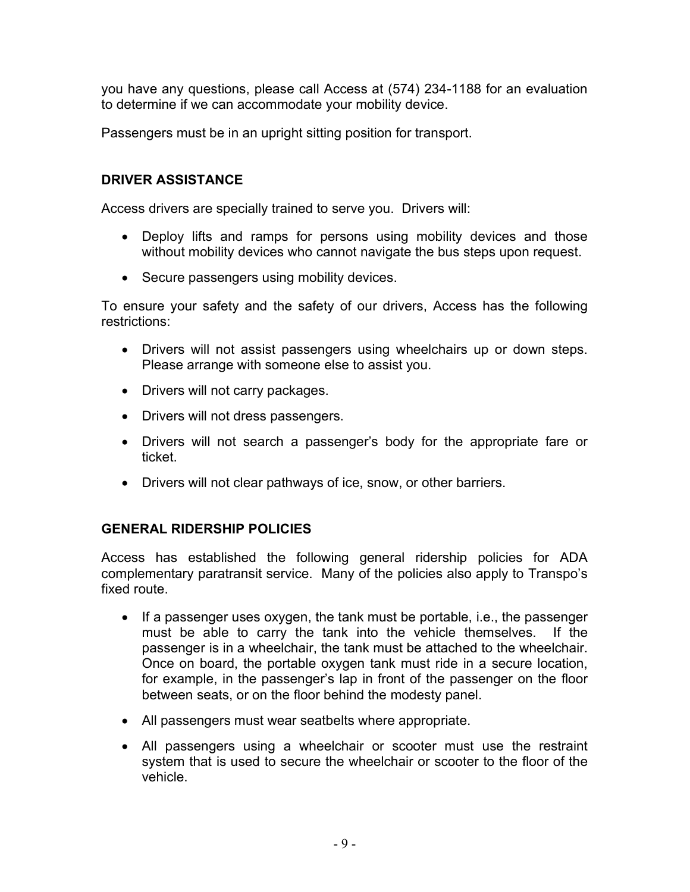you have any questions, please call Access at (574) 234-1188 for an evaluation to determine if we can accommodate your mobility device.

Passengers must be in an upright sitting position for transport.

## DRIVER ASSISTANCE

Access drivers are specially trained to serve you. Drivers will:

- Deploy lifts and ramps for persons using mobility devices and those without mobility devices who cannot navigate the bus steps upon request.
- Secure passengers using mobility devices.

To ensure your safety and the safety of our drivers, Access has the following restrictions:

- Drivers will not assist passengers using wheelchairs up or down steps. Please arrange with someone else to assist you.
- Drivers will not carry packages.
- Drivers will not dress passengers.
- Drivers will not search a passenger's body for the appropriate fare or ticket.
- Drivers will not clear pathways of ice, snow, or other barriers.

## GENERAL RIDERSHIP POLICIES

Access has established the following general ridership policies for ADA complementary paratransit service. Many of the policies also apply to Transpo's fixed route.

- If a passenger uses oxygen, the tank must be portable, i.e., the passenger must be able to carry the tank into the vehicle themselves. If the passenger is in a wheelchair, the tank must be attached to the wheelchair. Once on board, the portable oxygen tank must ride in a secure location, for example, in the passenger's lap in front of the passenger on the floor between seats, or on the floor behind the modesty panel.
- All passengers must wear seatbelts where appropriate.
- All passengers using a wheelchair or scooter must use the restraint system that is used to secure the wheelchair or scooter to the floor of the vehicle.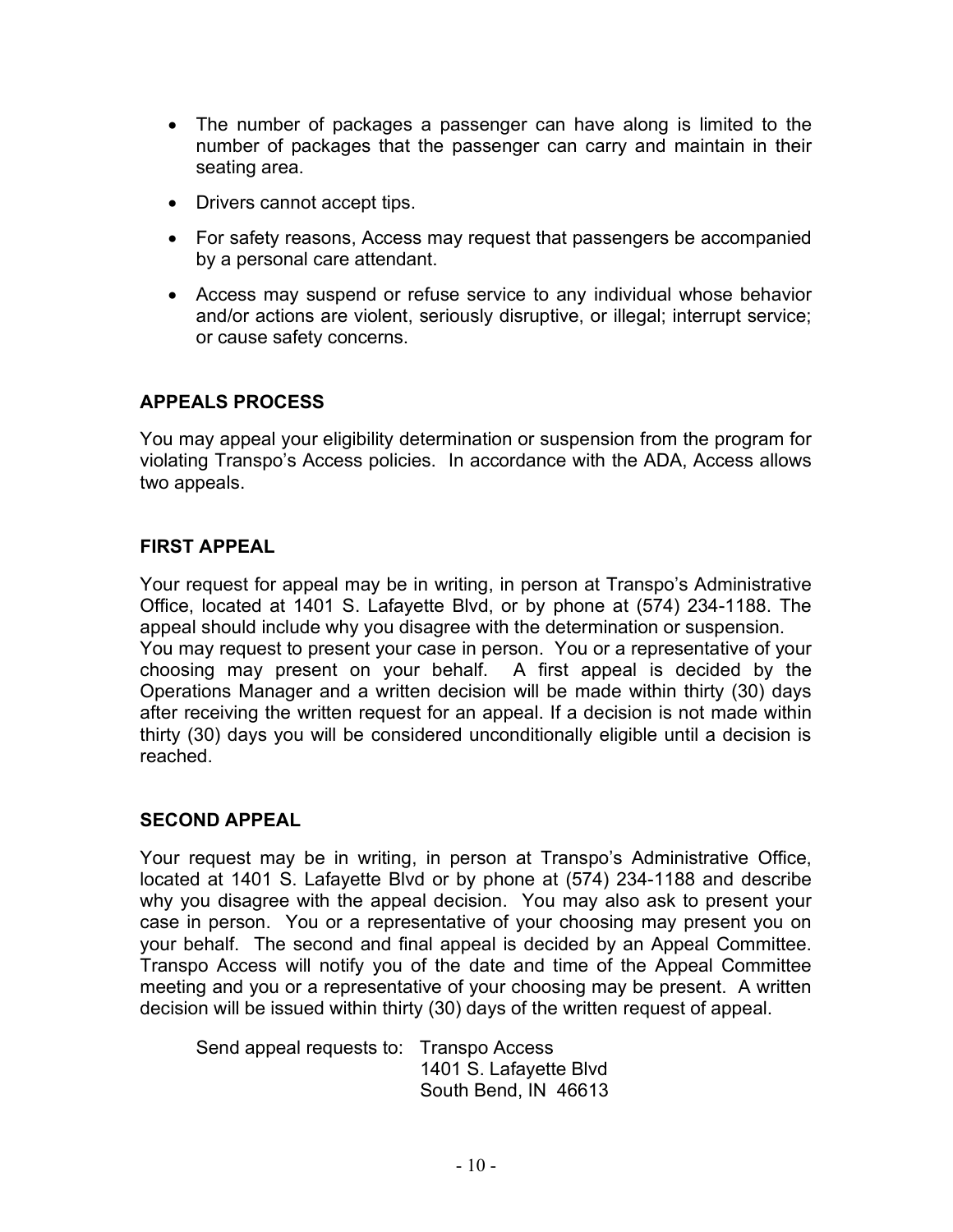- The number of packages a passenger can have along is limited to the number of packages that the passenger can carry and maintain in their seating area.
- Drivers cannot accept tips.
- For safety reasons, Access may request that passengers be accompanied by a personal care attendant.
- Access may suspend or refuse service to any individual whose behavior and/or actions are violent, seriously disruptive, or illegal; interrupt service; or cause safety concerns.

## APPEALS PROCESS

You may appeal your eligibility determination or suspension from the program for violating Transpo's Access policies. In accordance with the ADA, Access allows two appeals.

## FIRST APPEAL

Your request for appeal may be in writing, in person at Transpo's Administrative Office, located at 1401 S. Lafayette Blvd, or by phone at (574) 234-1188. The appeal should include why you disagree with the determination or suspension. You may request to present your case in person. You or a representative of your choosing may present on your behalf. A first appeal is decided by the Operations Manager and a written decision will be made within thirty (30) days after receiving the written request for an appeal. If a decision is not made within thirty (30) days you will be considered unconditionally eligible until a decision is reached.

## SECOND APPEAL

Your request may be in writing, in person at Transpo's Administrative Office, located at 1401 S. Lafayette Blvd or by phone at (574) 234-1188 and describe why you disagree with the appeal decision. You may also ask to present your case in person. You or a representative of your choosing may present you on your behalf. The second and final appeal is decided by an Appeal Committee. Transpo Access will notify you of the date and time of the Appeal Committee meeting and you or a representative of your choosing may be present. A written decision will be issued within thirty (30) days of the written request of appeal.

Send appeal requests to: Transpo Access
1401 S. Lafayette Blvd
South Bend, IN 46613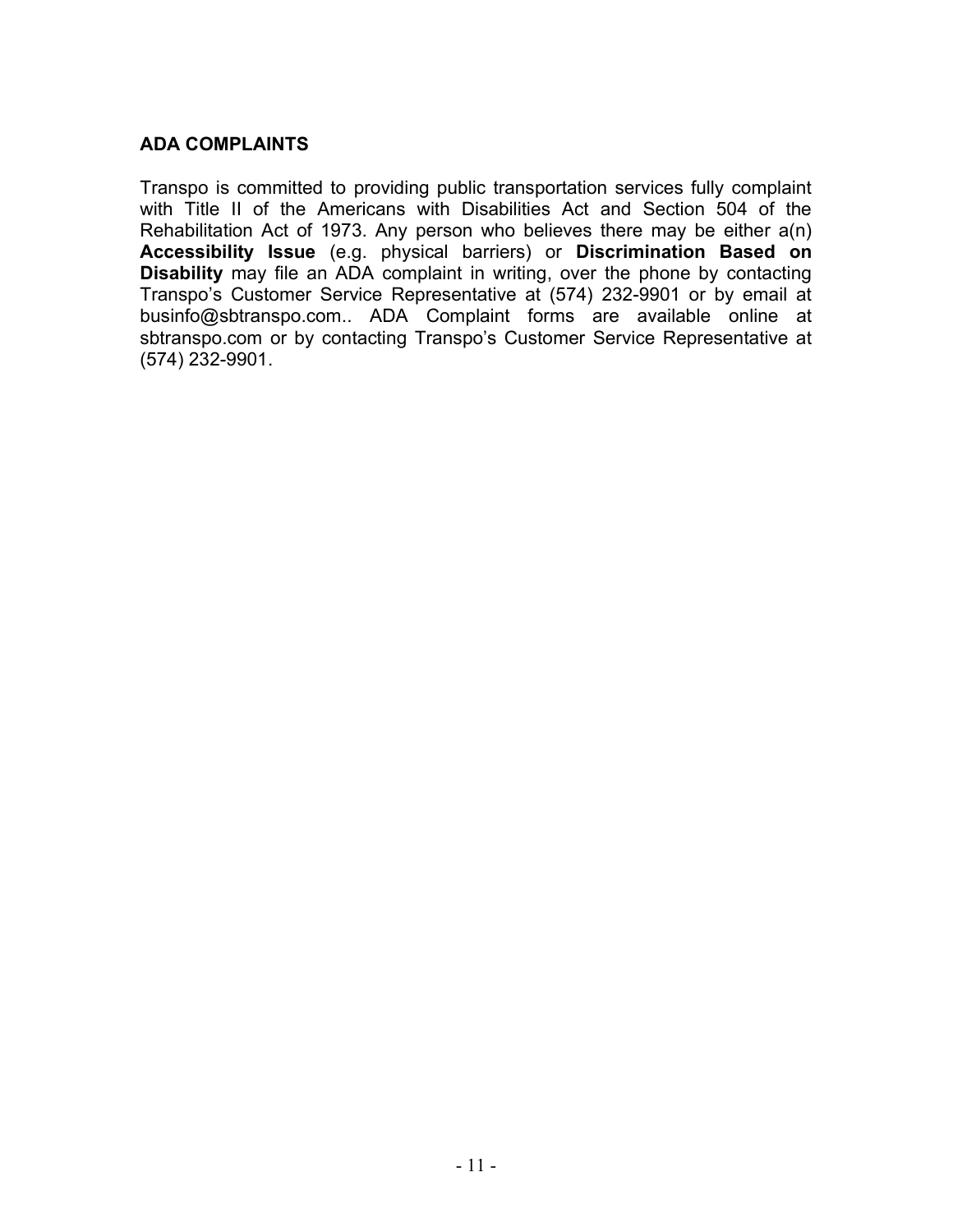## ADA COMPLAINTS

Transpo is committed to providing public transportation services fully complaint with Title II of the Americans with Disabilities Act and Section 504 of the Rehabilitation Act of 1973. Any person who believes there may be either a(n) **Accessibility Issue** (e.g. physical barriers) or **Discrimination Based on Disability** may file an ADA complaint in writing, over the phone by contacting Transpo's Customer Service Representative at (574) 232-9901 or by email at businfo@sbtranspo.com.. ADA Complaint forms are available online at sbtranspo.com or by contacting Transpo's Customer Service Representative at (574) 232-9901.